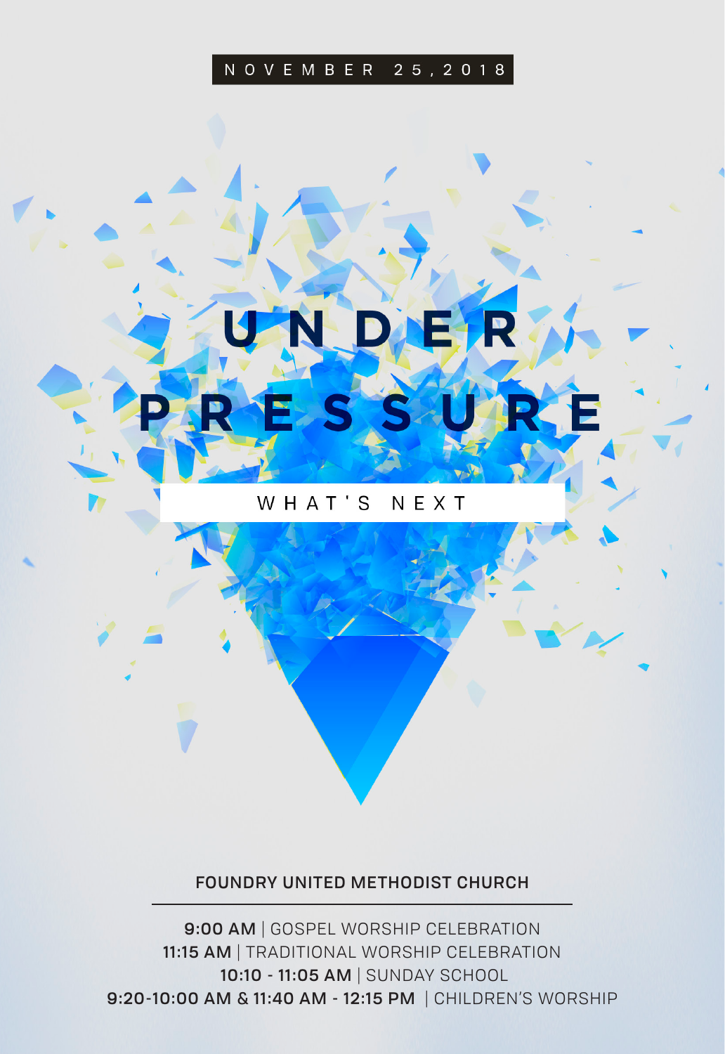NOVEMBER 25, 2018

# UNDER PRESSURE

WHAT'S NEXT

FOUNDRY UNITED METHODIST CHURCH

---

**9:00 AM** | GOSPEL WORSHIP CELEBRATION
**11:15 AM** | TRADITIONAL WORSHIP CELEBRATION
**10:10 - 11:05 AM** | SUNDAY SCHOOL
**9:20-10:00 AM & 11:40 AM - 12:15 PM** | CHILDREN'S WORSHIP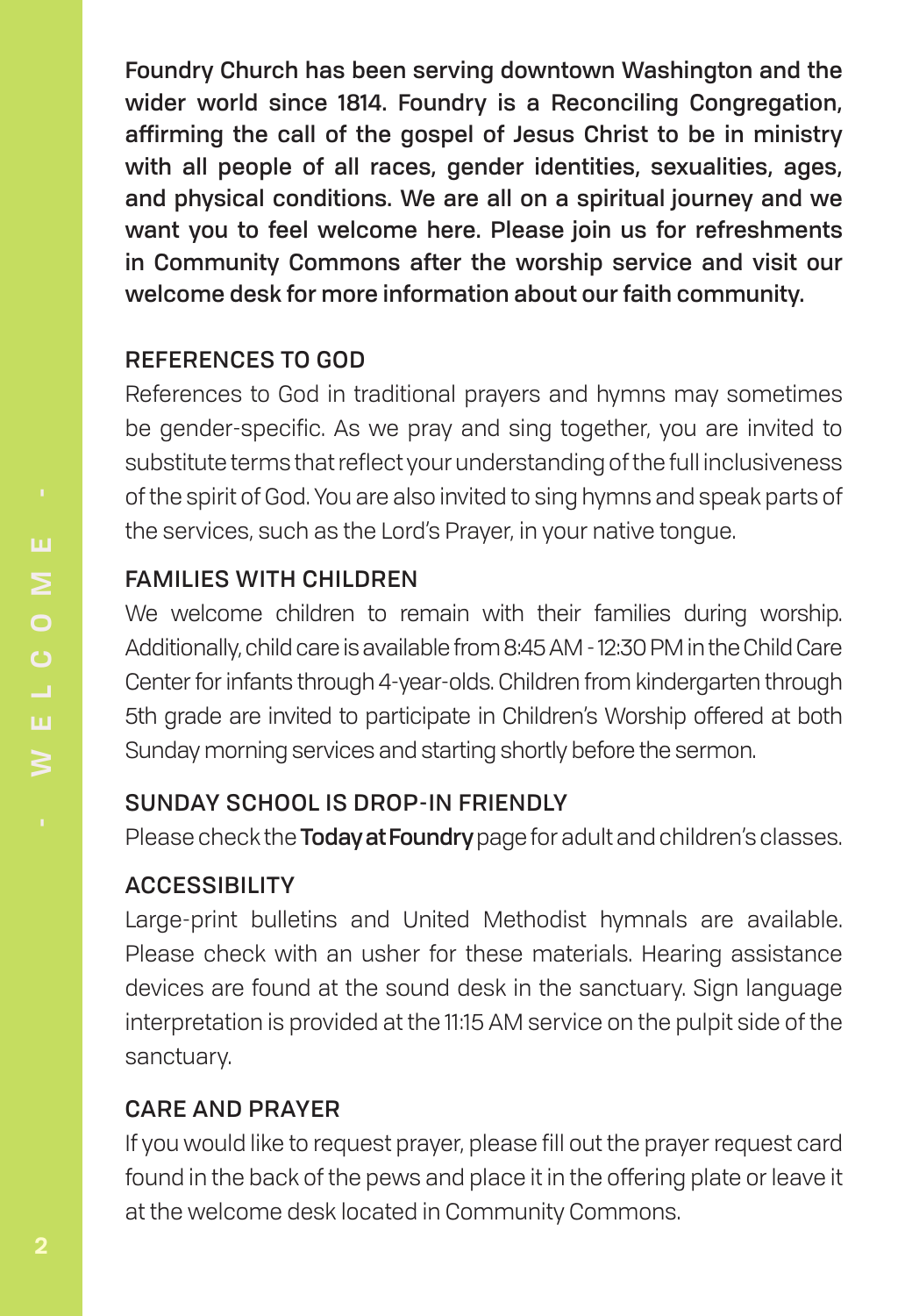**Foundry Church has been serving downtown Washington and the wider world since 1814. Foundry is a Reconciling Congregation, affirming the call of the gospel of Jesus Christ to be in ministry with all people of all races, gender identities, sexualities, ages, and physical conditions. We are all on a spiritual journey and we want you to feel welcome here. Please join us for refreshments in Community Commons after the worship service and visit our welcome desk for more information about our faith community.**

## REFERENCES TO GOD

References to God in traditional prayers and hymns may sometimes be gender-specific. As we pray and sing together, you are invited to substitute terms that reflect your understanding of the full inclusiveness of the spirit of God. You are also invited to sing hymns and speak parts of the services, such as the Lord's Prayer, in your native tongue.

## FAMILIES WITH CHILDREN

We welcome children to remain with their families during worship. Additionally, child care is available from 8:45 AM - 12:30 PM in the Child Care Center for infants through 4-year-olds. Children from kindergarten through 5th grade are invited to participate in Children's Worship offered at both Sunday morning services and starting shortly before the sermon.

## SUNDAY SCHOOL IS DROP-IN FRIENDLY

Please check the **Today at Foundry** page for adult and children's classes.

## ACCESSIBILITY

Large-print bulletins and United Methodist hymnals are available. Please check with an usher for these materials. Hearing assistance devices are found at the sound desk in the sanctuary. Sign language interpretation is provided at the 11:15 AM service on the pulpit side of the sanctuary.

## CARE AND PRAYER

If you would like to request prayer, please fill out the prayer request card found in the back of the pews and place it in the offering plate or leave it at the welcome desk located in Community Commons.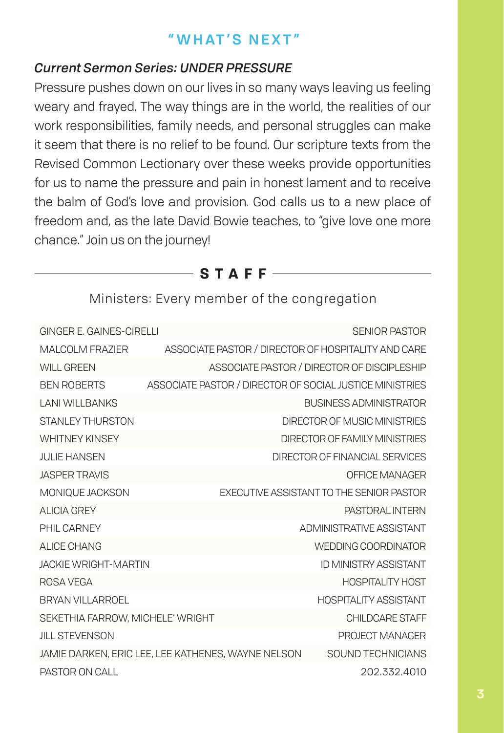## "WHAT'S NEXT"

*Current Sermon Series: UNDER PRESSURE*

Pressure pushes down on our lives in so many ways leaving us feeling weary and frayed. The way things are in the world, the realities of our work responsibilities, family needs, and personal struggles can make it seem that there is no relief to be found. Our scripture texts from the Revised Common Lectionary over these weeks provide opportunities for us to name the pressure and pain in honest lament and to receive the balm of God's love and provision. God calls us to a new place of freedom and, as the late David Bowie teaches, to "give love one more chance." Join us on the journey!

## STAFF

Ministers: Every member of the congregation

| | |
|---|---|
| GINGER E. GAINES-CIRELLI | SENIOR PASTOR |
| MALCOLM FRAZIER | ASSOCIATE PASTOR / DIRECTOR OF HOSPITALITY AND CARE |
| WILL GREEN | ASSOCIATE PASTOR / DIRECTOR OF DISCIPLESHIP |
| BEN ROBERTS | ASSOCIATE PASTOR / DIRECTOR OF SOCIAL JUSTICE MINISTRIES |
| LANI WILLBANKS | BUSINESS ADMINISTRATOR |
| STANLEY THURSTON | DIRECTOR OF MUSIC MINISTRIES |
| WHITNEY KINSEY | DIRECTOR OF FAMILY MINISTRIES |
| JULIE HANSEN | DIRECTOR OF FINANCIAL SERVICES |
| JASPER TRAVIS | OFFICE MANAGER |
| MONIQUE JACKSON | EXECUTIVE ASSISTANT TO THE SENIOR PASTOR |
| ALICIA GREY | PASTORAL INTERN |
| PHIL CARNEY | ADMINISTRATIVE ASSISTANT |
| ALICE CHANG | WEDDING COORDINATOR |
| JACKIE WRIGHT-MARTIN | ID MINISTRY ASSISTANT |
| ROSA VEGA | HOSPITALITY HOST |
| BRYAN VILLARROEL | HOSPITALITY ASSISTANT |
| SEKETHIA FARROW, MICHELE' WRIGHT | CHILDCARE STAFF |
| JILL STEVENSON | PROJECT MANAGER |
| JAMIE DARKEN, ERIC LEE, LEE KATHENES, WAYNE NELSON | SOUND TECHNICIANS |
| PASTOR ON CALL | 202.332.4010 |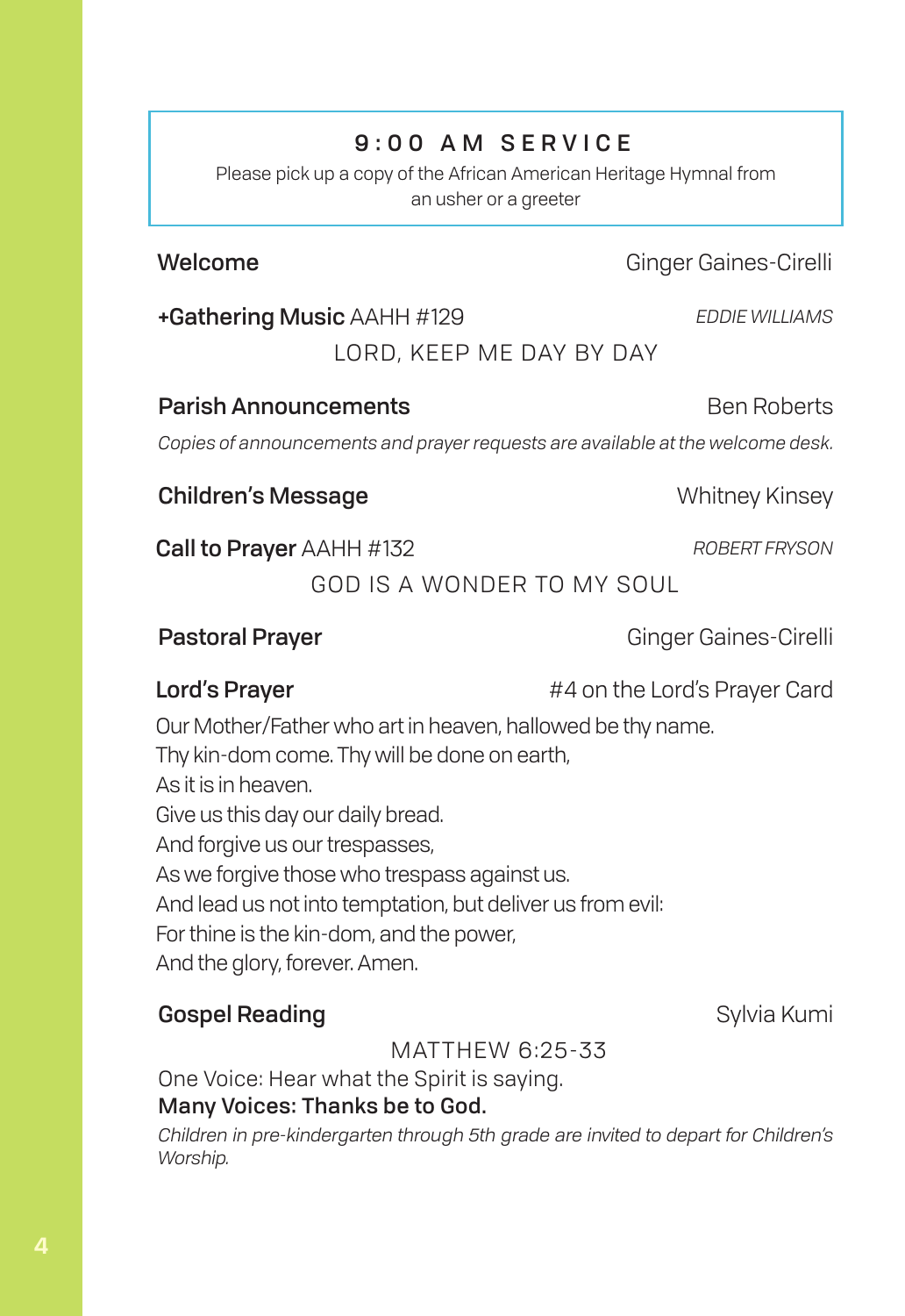## 9:00 AM SERVICE

Please pick up a copy of the African American Heritage Hymnal from an usher or a greeter

**Welcome** Ginger Gaines-Cirelli

**+Gathering Music** AAHH #129 *EDDIE WILLIAMS*

LORD, KEEP ME DAY BY DAY

**Parish Announcements** Ben Roberts

*Copies of announcements and prayer requests are available at the welcome desk.*

**Children's Message** Whitney Kinsey

**Call to Prayer** AAHH #132 *ROBERT FRYSON*

GOD IS A WONDER TO MY SOUL

**Pastoral Prayer** Ginger Gaines-Cirelli

**Lord's Prayer** #4 on the Lord's Prayer Card

Our Mother/Father who art in heaven, hallowed be thy name.
Thy kin-dom come. Thy will be done on earth,
As it is in heaven.
Give us this day our daily bread.
And forgive us our trespasses,
As we forgive those who trespass against us.
And lead us not into temptation, but deliver us from evil:
For thine is the kin-dom, and the power,
And the glory, forever. Amen.

**Gospel Reading** Sylvia Kumi

MATTHEW 6:25-33

One Voice: Hear what the Spirit is saying.
**Many Voices: Thanks be to God.**

*Children in pre-kindergarten through 5th grade are invited to depart for Children's Worship.*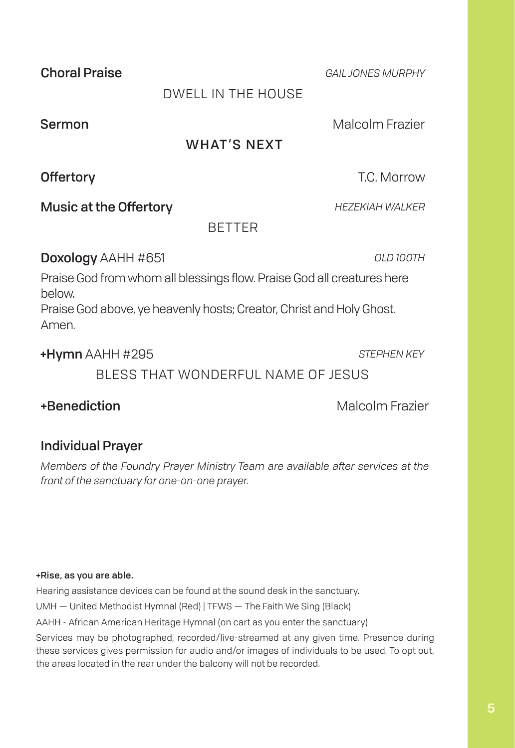**Choral Praise** *GAIL JONES MURPHY*

DWELL IN THE HOUSE

**Sermon** Malcolm Frazier

**WHAT'S NEXT**

**Offertory** T.C. Morrow

**Music at the Offertory** *HEZEKIAH WALKER*

BETTER

**Doxology** AAHH #651 *OLD 100TH*

Praise God from whom all blessings flow. Praise God all creatures here below.
Praise God above, ye heavenly hosts; Creator, Christ and Holy Ghost. Amen.

**+Hymn** AAHH #295 *STEPHEN KEY*

BLESS THAT WONDERFUL NAME OF JESUS

**+Benediction** Malcolm Frazier

## Individual Prayer

*Members of the Foundry Prayer Ministry Team are available after services at the front of the sanctuary for one-on-one prayer.*

**+Rise, as you are able.**

Hearing assistance devices can be found at the sound desk in the sanctuary.

UMH — United Methodist Hymnal (Red) | TFWS — The Faith We Sing (Black)

AAHH - African American Heritage Hymnal (on cart as you enter the sanctuary)

Services may be photographed, recorded/live-streamed at any given time. Presence during these services gives permission for audio and/or images of individuals to be used. To opt out, the areas located in the rear under the balcony will not be recorded.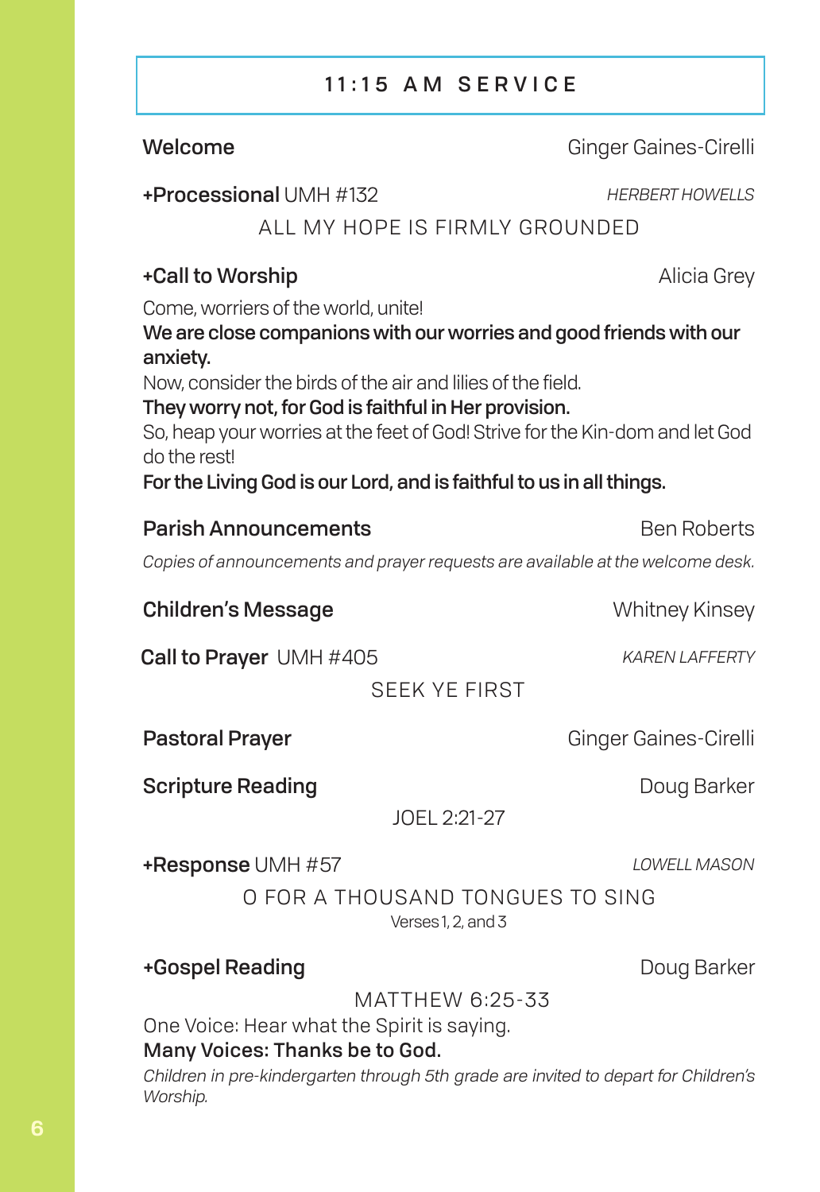## 11:15 AM SERVICE

**Welcome** Ginger Gaines-Cirelli

**+Processional** UMH #132 *HERBERT HOWELLS*

ALL MY HOPE IS FIRMLY GROUNDED

**+Call to Worship** Alicia Grey

Come, worriers of the world, unite!
**We are close companions with our worries and good friends with our anxiety.**
Now, consider the birds of the air and lilies of the field.
**They worry not, for God is faithful in Her provision.**
So, heap your worries at the feet of God! Strive for the Kin-dom and let God do the rest!
**For the Living God is our Lord, and is faithful to us in all things.**

**Parish Announcements** Ben Roberts

*Copies of announcements and prayer requests are available at the welcome desk.*

**Children's Message** Whitney Kinsey

**Call to Prayer** UMH #405 *KAREN LAFFERTY*

SEEK YE FIRST

**Pastoral Prayer** Ginger Gaines-Cirelli

**Scripture Reading** Doug Barker

JOEL 2:21-27

**+Response** UMH #57 *LOWELL MASON*

O FOR A THOUSAND TONGUES TO SING
Verses 1, 2, and 3

**+Gospel Reading** Doug Barker

MATTHEW 6:25-33

One Voice: Hear what the Spirit is saying.
**Many Voices: Thanks be to God.**

*Children in pre-kindergarten through 5th grade are invited to depart for Children's Worship.*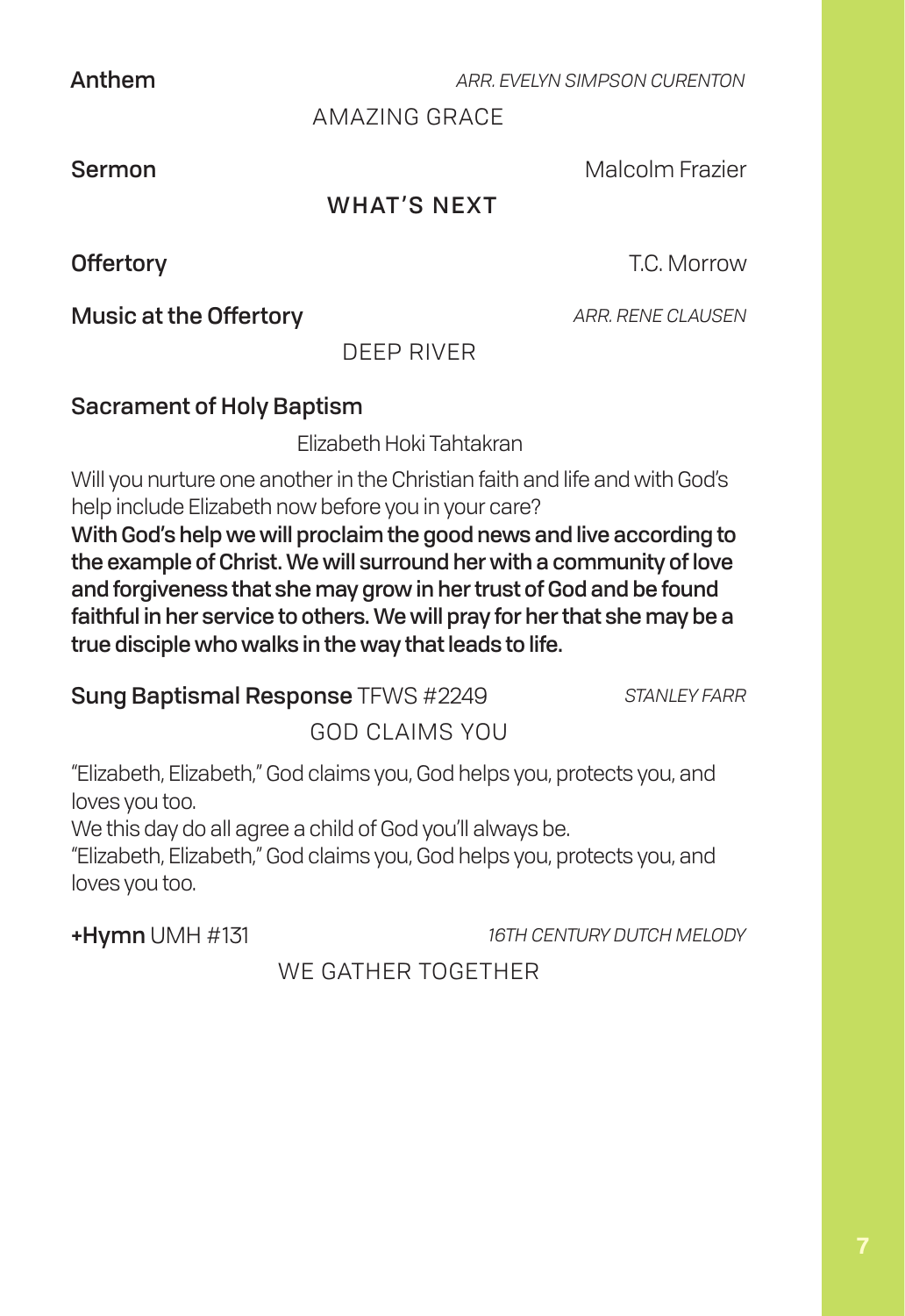**Anthem** *ARR. EVELYN SIMPSON CURENTON*

AMAZING GRACE

**Sermon** Malcolm Frazier

**WHAT'S NEXT**

**Offertory** T.C. Morrow

**Music at the Offertory** *ARR. RENE CLAUSEN*

DEEP RIVER

**Sacrament of Holy Baptism**

Elizabeth Hoki Tahtakran

Will you nurture one another in the Christian faith and life and with God's help include Elizabeth now before you in your care?

**With God's help we will proclaim the good news and live according to the example of Christ. We will surround her with a community of love and forgiveness that she may grow in her trust of God and be found faithful in her service to others. We will pray for her that she may be a true disciple who walks in the way that leads to life.**

**Sung Baptismal Response** TFWS #2249 *STANLEY FARR*

GOD CLAIMS YOU

"Elizabeth, Elizabeth," God claims you, God helps you, protects you, and loves you too.

We this day do all agree a child of God you'll always be.

"Elizabeth, Elizabeth," God claims you, God helps you, protects you, and loves you too.

**+Hymn** UMH #131 *16TH CENTURY DUTCH MELODY*

WE GATHER TOGETHER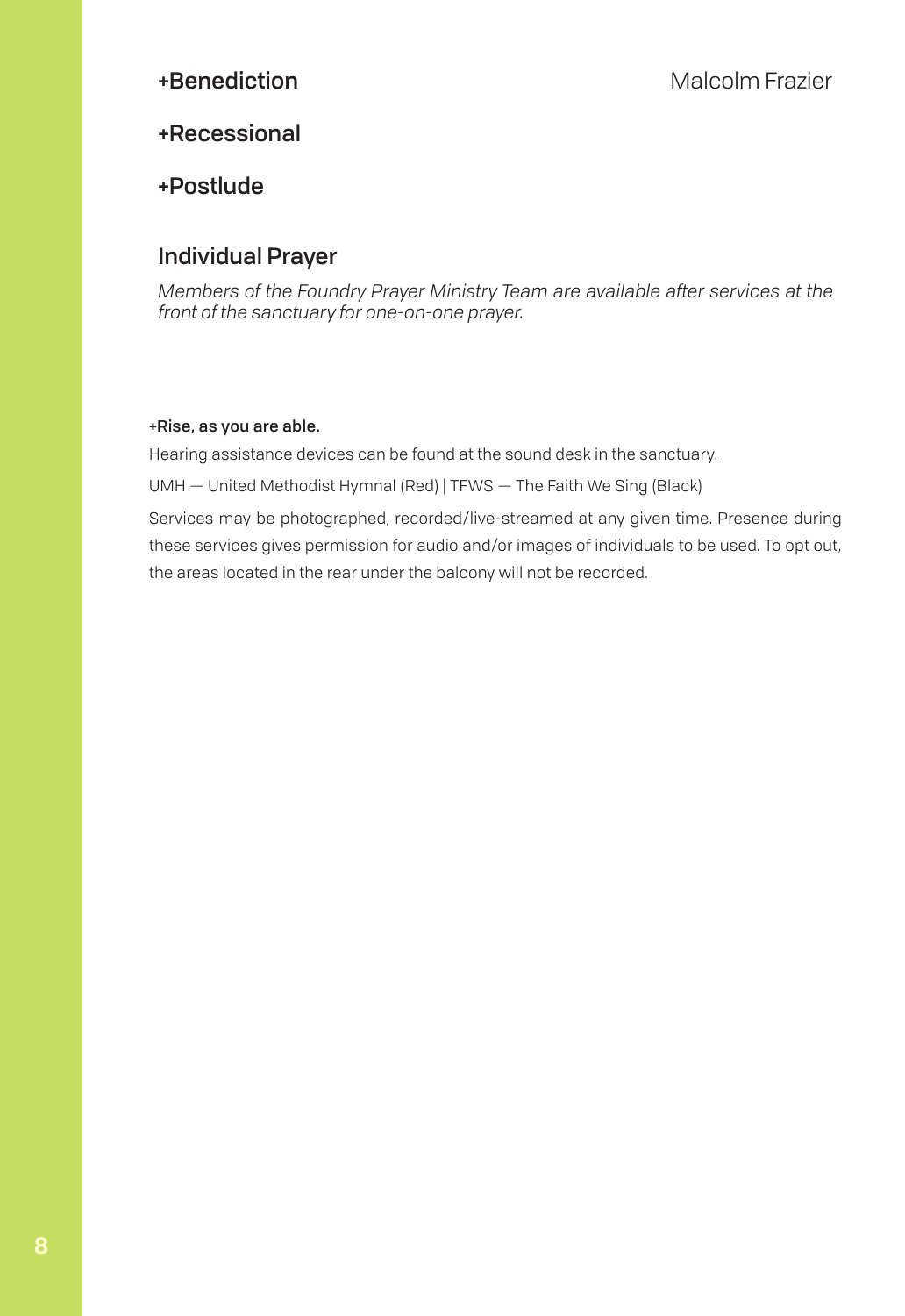**+Benediction** Malcolm Frazier

**+Recessional**

**+Postlude**

## Individual Prayer

*Members of the Foundry Prayer Ministry Team are available after services at the front of the sanctuary for one-on-one prayer.*

**+Rise, as you are able.**

Hearing assistance devices can be found at the sound desk in the sanctuary.

UMH — United Methodist Hymnal (Red) | TFWS — The Faith We Sing (Black)

Services may be photographed, recorded/live-streamed at any given time. Presence during these services gives permission for audio and/or images of individuals to be used. To opt out, the areas located in the rear under the balcony will not be recorded.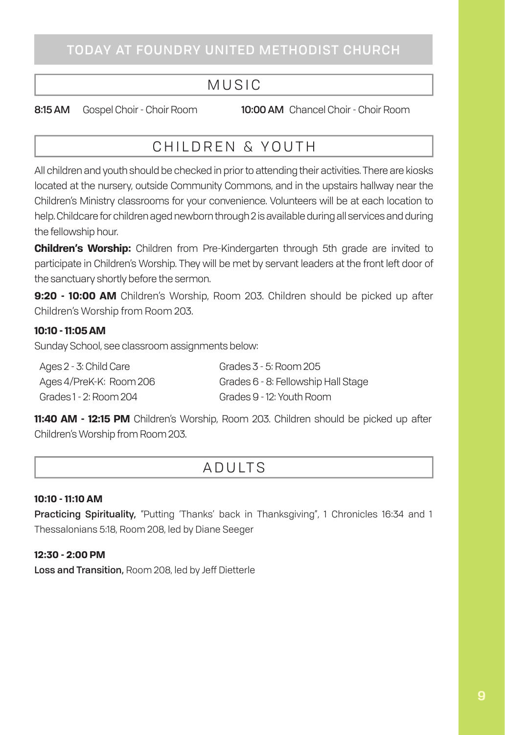# TODAY AT FOUNDRY UNITED METHODIST CHURCH

## MUSIC

**8:15 AM** Gospel Choir - Choir Room

**10:00 AM** Chancel Choir - Choir Room

## CHILDREN & YOUTH

All children and youth should be checked in prior to attending their activities. There are kiosks located at the nursery, outside Community Commons, and in the upstairs hallway near the Children's Ministry classrooms for your convenience. Volunteers will be at each location to help. Childcare for children aged newborn through 2 is available during all services and during the fellowship hour.

**Children's Worship:** Children from Pre-Kindergarten through 5th grade are invited to participate in Children's Worship. They will be met by servant leaders at the front left door of the sanctuary shortly before the sermon.

**9:20 - 10:00 AM** Children's Worship, Room 203. Children should be picked up after Children's Worship from Room 203.

**10:10 - 11:05 AM**

Sunday School, see classroom assignments below:

- Ages 2 - 3: Child Care
- Ages 4/PreK-K: Room 206
- Grades 1 - 2: Room 204
- Grades 3 - 5: Room 205
- Grades 6 - 8: Fellowship Hall Stage
- Grades 9 - 12: Youth Room

**11:40 AM - 12:15 PM** Children's Worship, Room 203. Children should be picked up after Children's Worship from Room 203.

## ADULTS

**10:10 - 11:10 AM**

**Practicing Spirituality,** "Putting 'Thanks' back in Thanksgiving", 1 Chronicles 16:34 and 1 Thessalonians 5:18, Room 208, led by Diane Seeger

**12:30 - 2:00 PM**

**Loss and Transition,** Room 208, led by Jeff Dietterle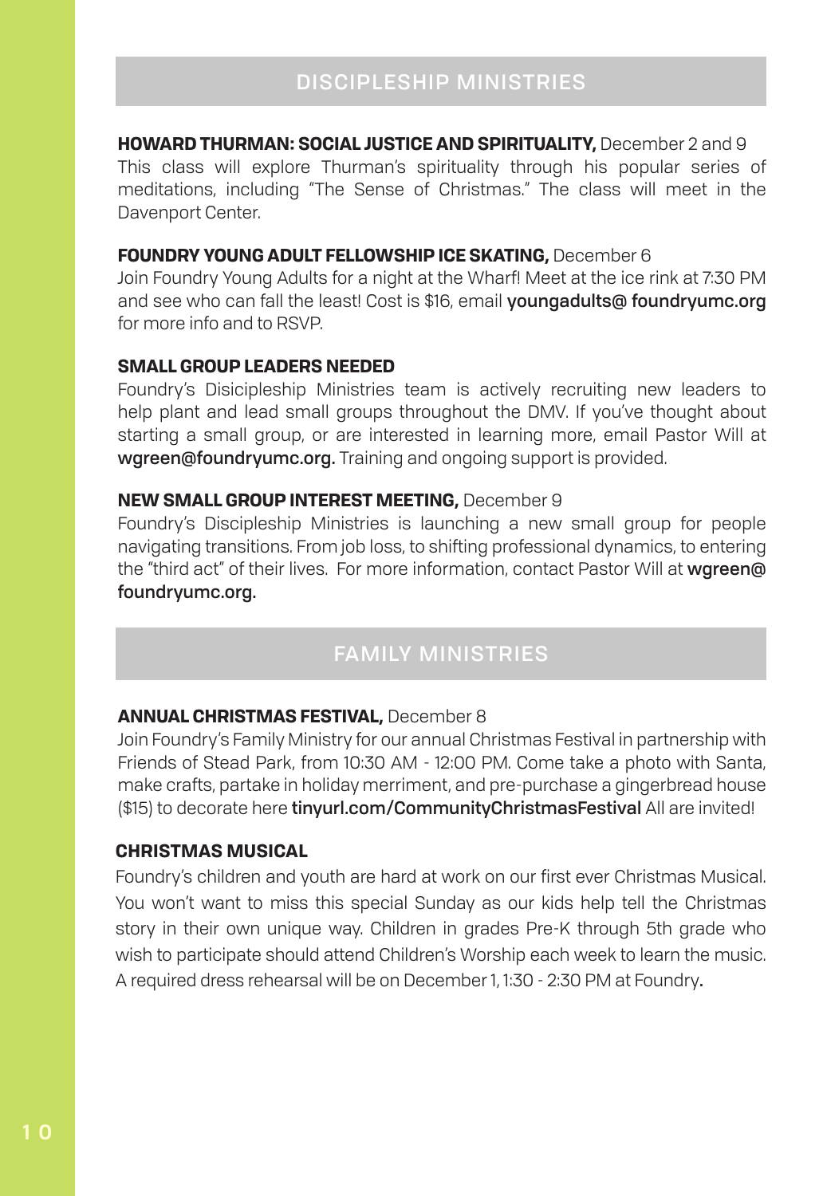## DISCIPLESHIP MINISTRIES

**HOWARD THURMAN: SOCIAL JUSTICE AND SPIRITUALITY,** December 2 and 9
This class will explore Thurman's spirituality through his popular series of meditations, including "The Sense of Christmas." The class will meet in the Davenport Center.

**FOUNDRY YOUNG ADULT FELLOWSHIP ICE SKATING,** December 6
Join Foundry Young Adults for a night at the Wharf! Meet at the ice rink at 7:30 PM and see who can fall the least! Cost is $16, email **youngadults@ foundryumc.org** for more info and to RSVP.

**SMALL GROUP LEADERS NEEDED**
Foundry's Disicipleship Ministries team is actively recruiting new leaders to help plant and lead small groups throughout the DMV. If you've thought about starting a small group, or are interested in learning more, email Pastor Will at **wgreen@foundryumc.org.** Training and ongoing support is provided.

**NEW SMALL GROUP INTEREST MEETING,** December 9
Foundry's Discipleship Ministries is launching a new small group for people navigating transitions. From job loss, to shifting professional dynamics, to entering the "third act" of their lives. For more information, contact Pastor Will at **wgreen@ foundryumc.org.**

## FAMILY MINISTRIES

**ANNUAL CHRISTMAS FESTIVAL,** December 8
Join Foundry's Family Ministry for our annual Christmas Festival in partnership with Friends of Stead Park, from 10:30 AM - 12:00 PM. Come take a photo with Santa, make crafts, partake in holiday merriment, and pre-purchase a gingerbread house ($15) to decorate here **tinyurl.com/CommunityChristmasFestival** All are invited!

**CHRISTMAS MUSICAL**
Foundry's children and youth are hard at work on our first ever Christmas Musical. You won't want to miss this special Sunday as our kids help tell the Christmas story in their own unique way. Children in grades Pre-K through 5th grade who wish to participate should attend Children's Worship each week to learn the music. A required dress rehearsal will be on December 1, 1:30 - 2:30 PM at Foundry.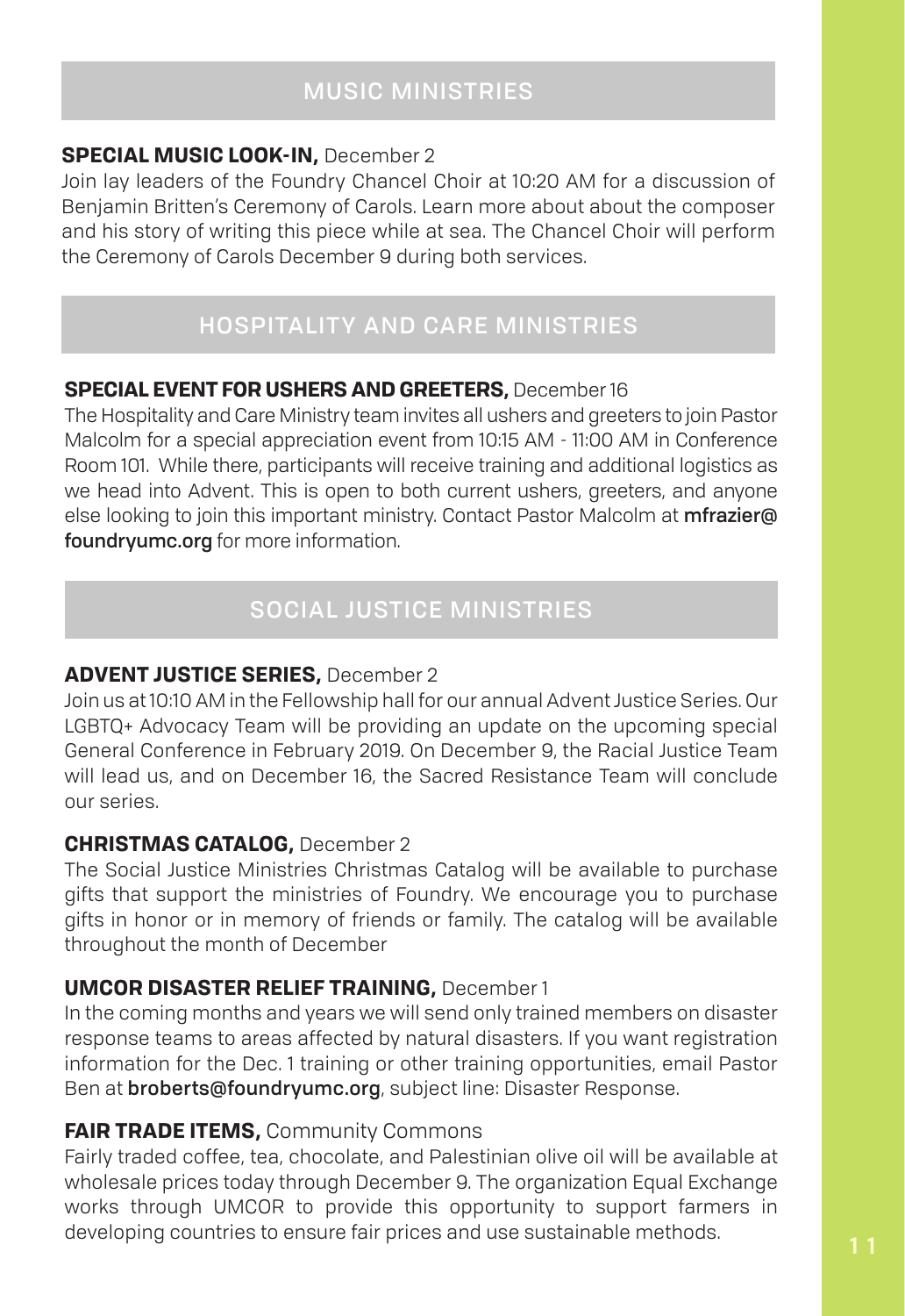## MUSIC MINISTRIES

**SPECIAL MUSIC LOOK-IN,** December 2

Join lay leaders of the Foundry Chancel Choir at 10:20 AM for a discussion of Benjamin Britten's Ceremony of Carols. Learn more about about the composer and his story of writing this piece while at sea. The Chancel Choir will perform the Ceremony of Carols December 9 during both services.

## HOSPITALITY AND CARE MINISTRIES

**SPECIAL EVENT FOR USHERS AND GREETERS,** December 16

The Hospitality and Care Ministry team invites all ushers and greeters to join Pastor Malcolm for a special appreciation event from 10:15 AM - 11:00 AM in Conference Room 101. While there, participants will receive training and additional logistics as we head into Advent. This is open to both current ushers, greeters, and anyone else looking to join this important ministry. Contact Pastor Malcolm at **mfrazier@foundryumc.org** for more information.

## SOCIAL JUSTICE MINISTRIES

**ADVENT JUSTICE SERIES,** December 2

Join us at 10:10 AM in the Fellowship hall for our annual Advent Justice Series. Our LGBTQ+ Advocacy Team will be providing an update on the upcoming special General Conference in February 2019. On December 9, the Racial Justice Team will lead us, and on December 16, the Sacred Resistance Team will conclude our series.

**CHRISTMAS CATALOG,** December 2

The Social Justice Ministries Christmas Catalog will be available to purchase gifts that support the ministries of Foundry. We encourage you to purchase gifts in honor or in memory of friends or family. The catalog will be available throughout the month of December

**UMCOR DISASTER RELIEF TRAINING,** December 1

In the coming months and years we will send only trained members on disaster response teams to areas affected by natural disasters. If you want registration information for the Dec. 1 training or other training opportunities, email Pastor Ben at **broberts@foundryumc.org**, subject line: Disaster Response.

**FAIR TRADE ITEMS,** Community Commons

Fairly traded coffee, tea, chocolate, and Palestinian olive oil will be available at wholesale prices today through December 9. The organization Equal Exchange works through UMCOR to provide this opportunity to support farmers in developing countries to ensure fair prices and use sustainable methods.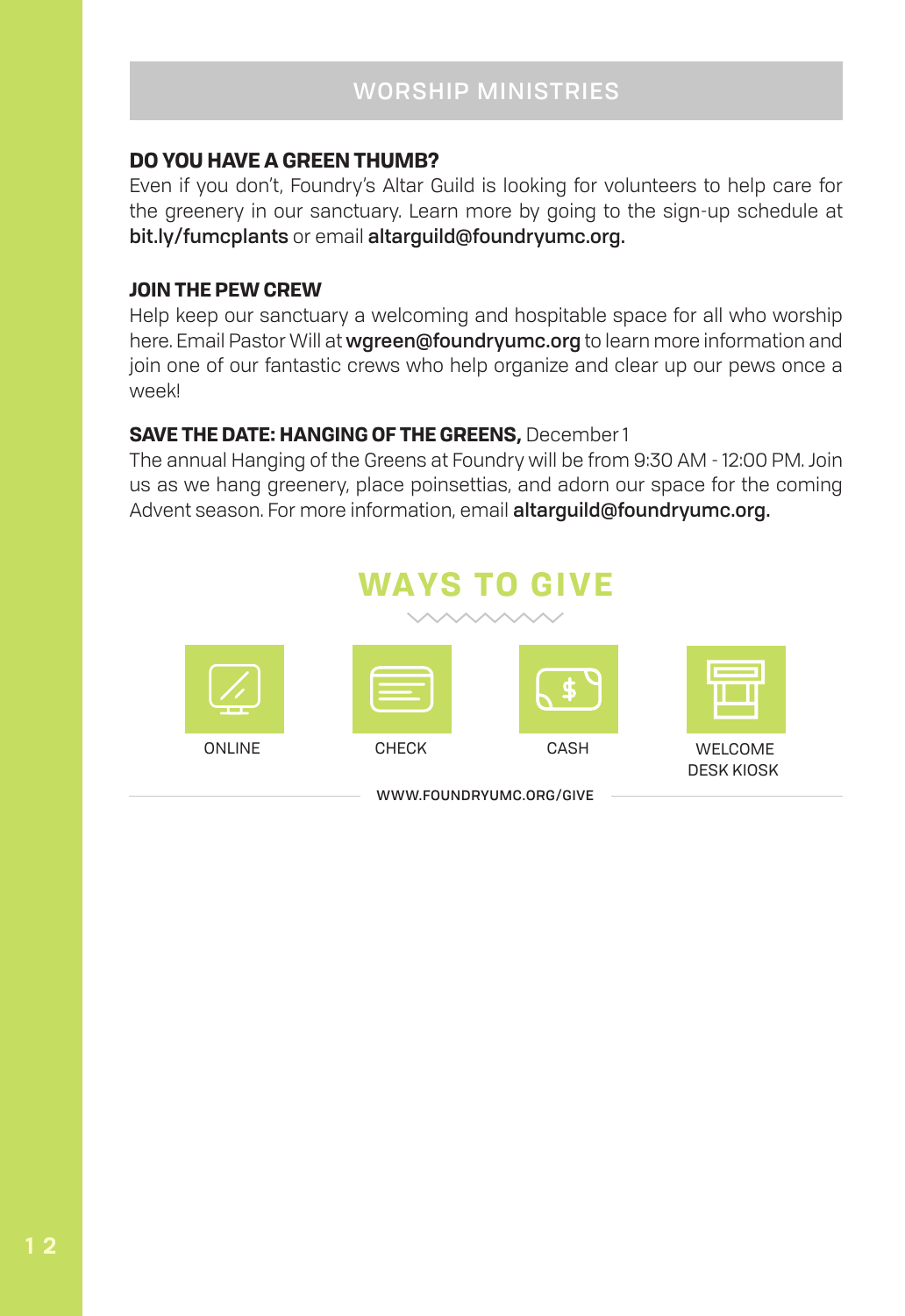## WORSHIP MINISTRIES

**DO YOU HAVE A GREEN THUMB?**

Even if you don't, Foundry's Altar Guild is looking for volunteers to help care for the greenery in our sanctuary. Learn more by going to the sign-up schedule at **bit.ly/fumcplants** or email **altarguild@foundryumc.org.**

**JOIN THE PEW CREW**

Help keep our sanctuary a welcoming and hospitable space for all who worship here. Email Pastor Will at **wgreen@foundryumc.org** to learn more information and join one of our fantastic crews who help organize and clear up our pews once a week!

**SAVE THE DATE: HANGING OF THE GREENS,** December 1

The annual Hanging of the Greens at Foundry will be from 9:30 AM - 12:00 PM. Join us as we hang greenery, place poinsettias, and adorn our space for the coming Advent season. For more information, email **altarguild@foundryumc.org.**

## WAYS TO GIVE

ONLINE

CHECK

CASH

WELCOME DESK KIOSK

WWW.FOUNDRYUMC.ORG/GIVE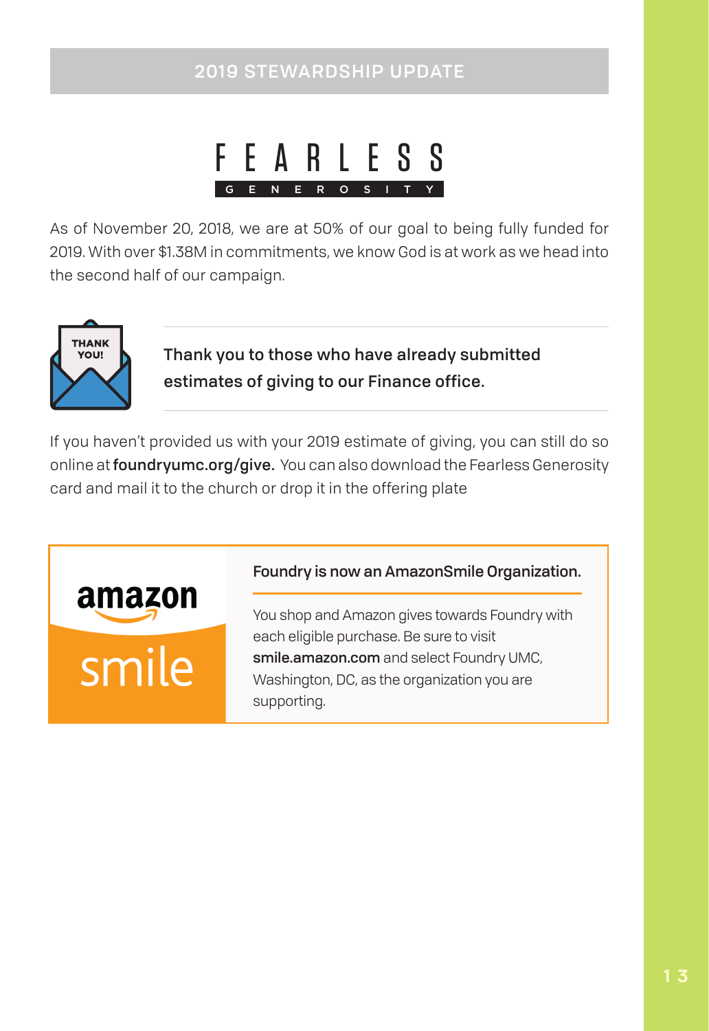## 2019 STEWARDSHIP UPDATE

# FEARLESS GENEROSITY

As of November 20, 2018, we are at 50% of our goal to being fully funded for 2019. With over $1.38M in commitments, we know God is at work as we head into the second half of our campaign.

THANK YOU!

**Thank you to those who have already submitted estimates of giving to our Finance office.**

If you haven't provided us with your 2019 estimate of giving, you can still do so online at **foundryumc.org/give.** You can also download the Fearless Generosity card and mail it to the church or drop it in the offering plate

amazon smile

**Foundry is now an AmazonSmile Organization.**

You shop and Amazon gives towards Foundry with each eligible purchase. Be sure to visit **smile.amazon.com** and select Foundry UMC, Washington, DC, as the organization you are supporting.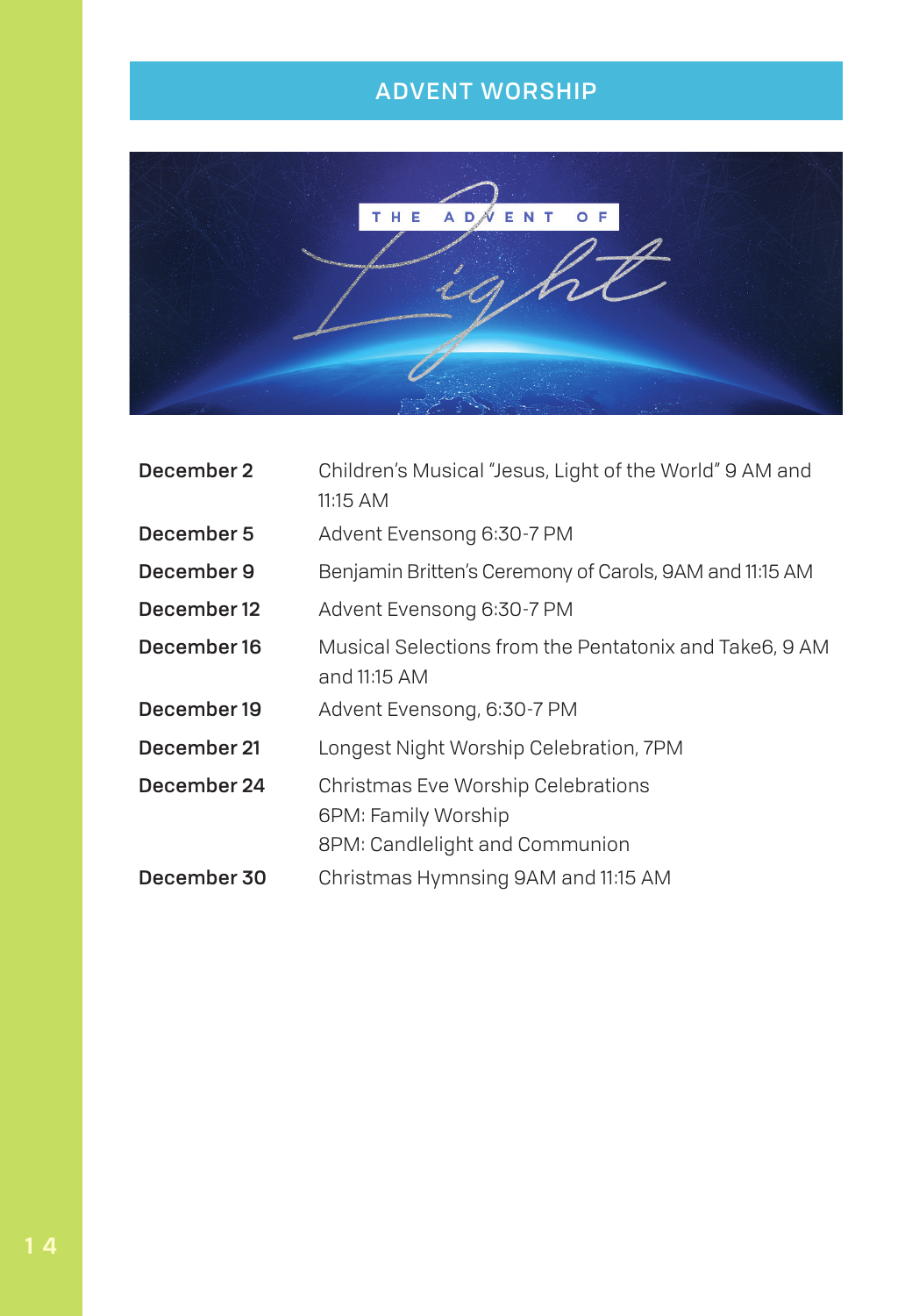## ADVENT WORSHIP

THE ADVENT OF Light

| | |
|---|---|
| **December 2** | Children's Musical "Jesus, Light of the World" 9 AM and 11:15 AM |
| **December 5** | Advent Evensong 6:30-7 PM |
| **December 9** | Benjamin Britten's Ceremony of Carols, 9AM and 11:15 AM |
| **December 12** | Advent Evensong 6:30-7 PM |
| **December 16** | Musical Selections from the Pentatonix and Take6, 9 AM and 11:15 AM |
| **December 19** | Advent Evensong, 6:30-7 PM |
| **December 21** | Longest Night Worship Celebration, 7PM |
| **December 24** | Christmas Eve Worship Celebrations<br>6PM: Family Worship<br>8PM: Candlelight and Communion |
| **December 30** | Christmas Hymnsing 9AM and 11:15 AM |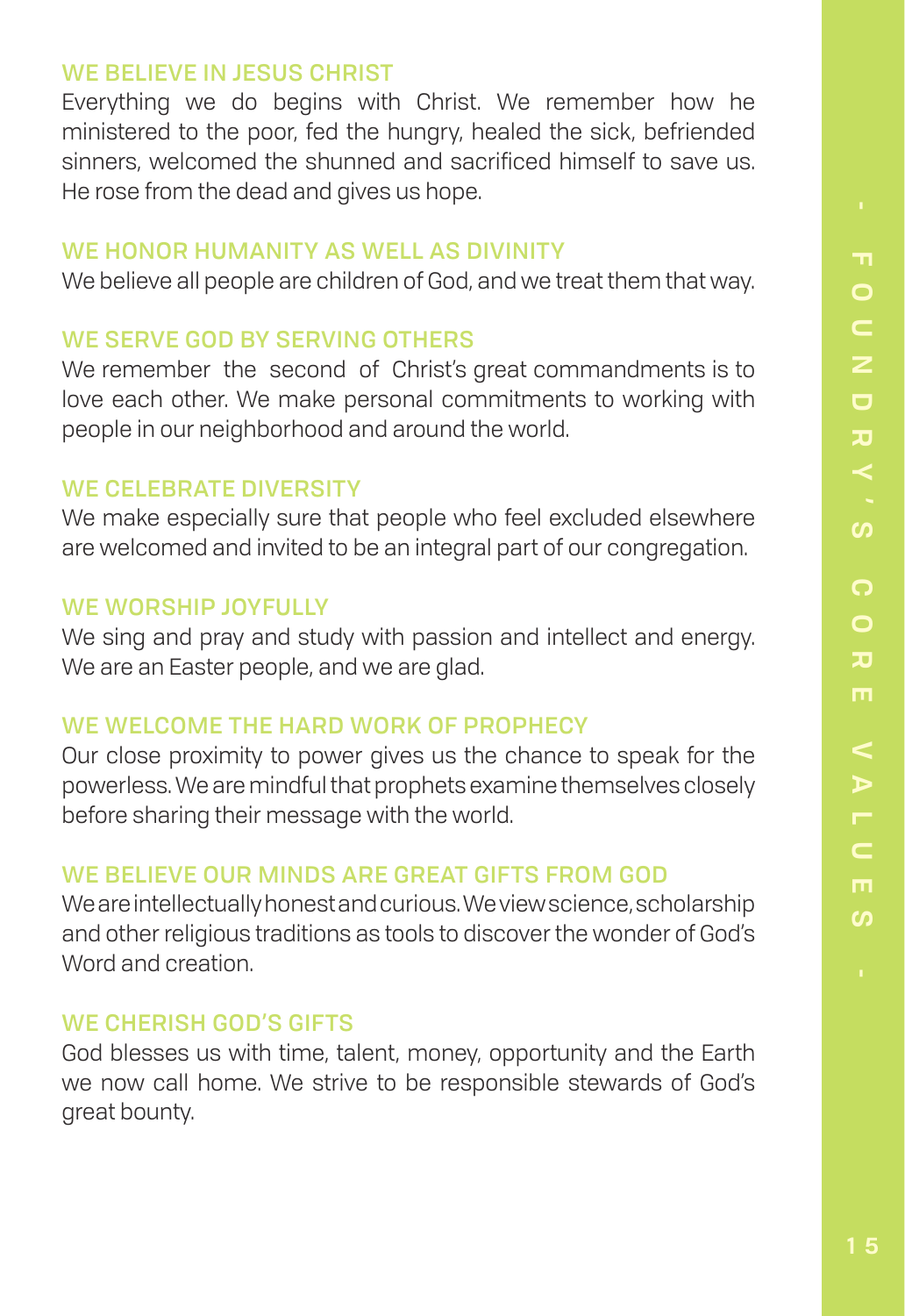## FOUNDRY'S CORE VALUES

### WE BELIEVE IN JESUS CHRIST

Everything we do begins with Christ. We remember how he ministered to the poor, fed the hungry, healed the sick, befriended sinners, welcomed the shunned and sacrificed himself to save us. He rose from the dead and gives us hope.

### WE HONOR HUMANITY AS WELL AS DIVINITY

We believe all people are children of God, and we treat them that way.

### WE SERVE GOD BY SERVING OTHERS

We remember the second of Christ's great commandments is to love each other. We make personal commitments to working with people in our neighborhood and around the world.

### WE CELEBRATE DIVERSITY

We make especially sure that people who feel excluded elsewhere are welcomed and invited to be an integral part of our congregation.

### WE WORSHIP JOYFULLY

We sing and pray and study with passion and intellect and energy. We are an Easter people, and we are glad.

### WE WELCOME THE HARD WORK OF PROPHECY

Our close proximity to power gives us the chance to speak for the powerless. We are mindful that prophets examine themselves closely before sharing their message with the world.

### WE BELIEVE OUR MINDS ARE GREAT GIFTS FROM GOD

We are intellectually honest and curious. We view science, scholarship and other religious traditions as tools to discover the wonder of God's Word and creation.

### WE CHERISH GOD'S GIFTS

God blesses us with time, talent, money, opportunity and the Earth we now call home. We strive to be responsible stewards of God's great bounty.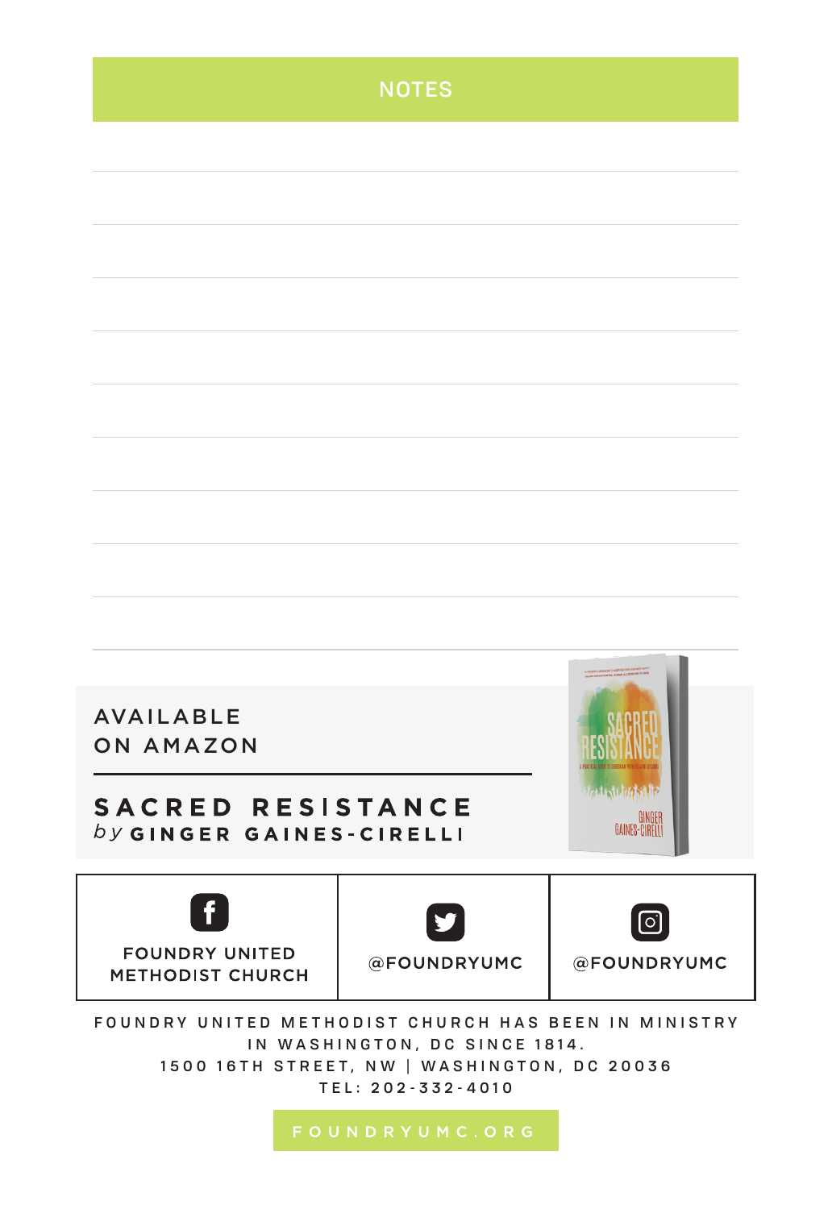## NOTES

AVAILABLE
ON AMAZON

**SACRED RESISTANCE**
*by* **GINGER GAINES-CIRELLI**

| | | |
|---|---|---|
| FOUNDRY UNITED METHODIST CHURCH | @FOUNDRYUMC | @FOUNDRYUMC |

FOUNDRY UNITED METHODIST CHURCH HAS BEEN IN MINISTRY IN WASHINGTON, DC SINCE 1814.
1500 16TH STREET, NW | WASHINGTON, DC 20036
TEL: 202-332-4010

FOUNDRYUMC.ORG